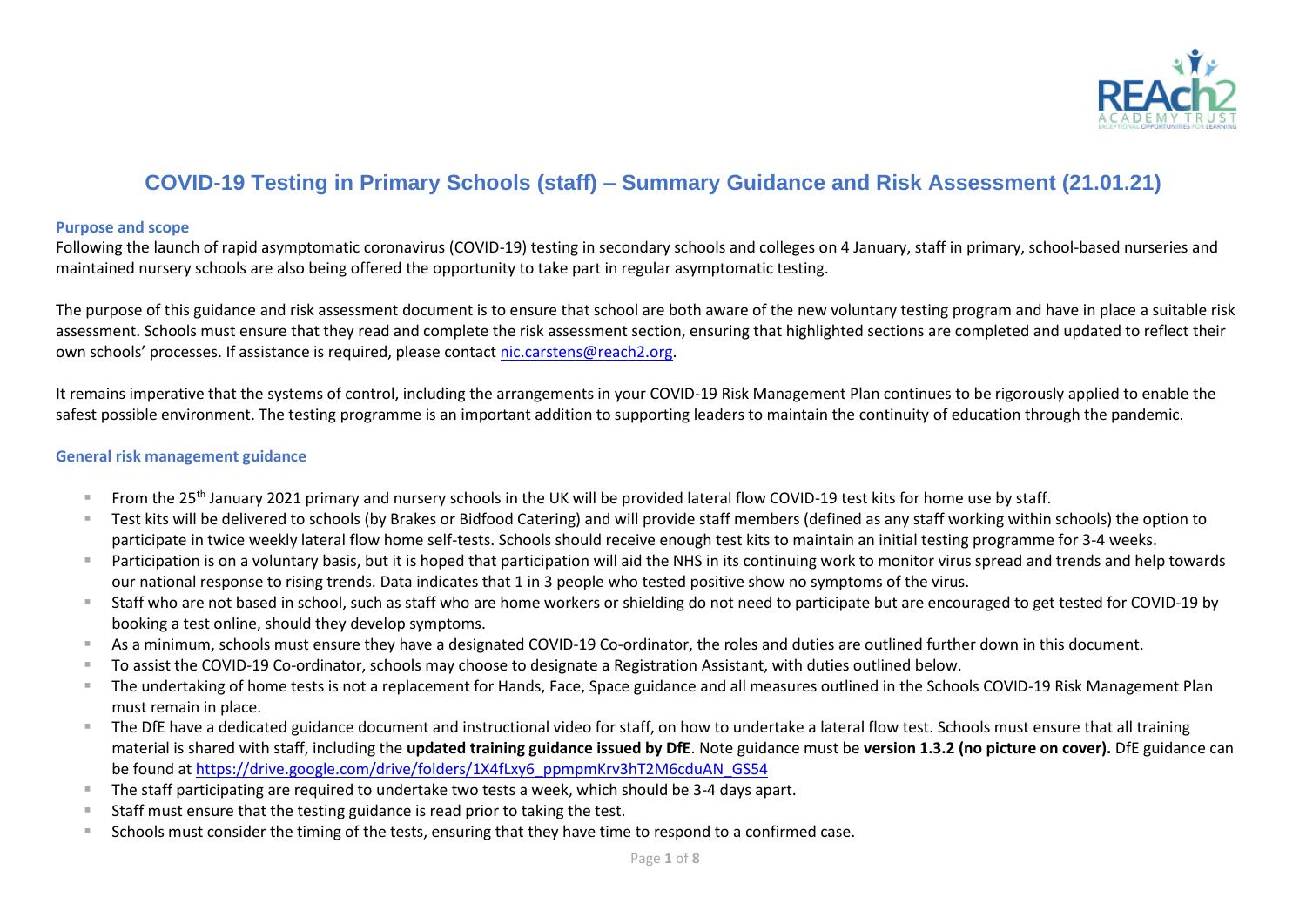# COVID-19 Testing in Primary Schools (staff) – Summary Guidance and Risk Assessment (21.01.21)

### Purpose and scope

Following the launch of rapid asymptomatic coronavirus (COVID-19) testing in secondary schools and colleges on 4 January, staff in primary, school-based nurseries and maintained nursery schools are also being offered the opportunity to take part in regular asymptomatic testing.

The purpose of this guidance and risk assessment document is to ensure that school are both aware of the new voluntary testing program and have in place a suitable risk assessment. Schools must ensure that they read and complete the risk assessment section, ensuring that highlighted sections are completed and updated to reflect their own schools' processes. If assistance is required, please contact nic.carstens@reach2.org.

It remains imperative that the systems of control, including the arrangements in your COVID-19 Risk Management Plan continues to be rigorously applied to enable the safest possible environment. The testing programme is an important addition to supporting leaders to maintain the continuity of education through the pandemic.

### General risk management guidance

- From the 25th January 2021 primary and nursery schools in the UK will be provided lateral flow COVID-19 test kits for home use by staff.
- Test kits will be delivered to schools (by Brakes or Bidfood Catering) and will provide staff members (defined as any staff working within schools) the option to participate in twice weekly lateral flow home self-tests. Schools should receive enough test kits to maintain an initial testing programme for 3-4 weeks.
- Participation is on a voluntary basis, but it is hoped that participation will aid the NHS in its continuing work to monitor virus spread and trends and help towards our national response to rising trends. Data indicates that 1 in 3 people who tested positive show no symptoms of the virus.
- Staff who are not based in school, such as staff who are home workers or shielding do not need to participate but are encouraged to get tested for COVID-19 by booking a test online, should they develop symptoms.
- As a minimum, schools must ensure they have a designated COVID-19 Co-ordinator, the roles and duties are outlined further down in this document.
- To assist the COVID-19 Co-ordinator, schools may choose to designate a Registration Assistant, with duties outlined below.
- The undertaking of home tests is not a replacement for Hands, Face, Space guidance and all measures outlined in the Schools COVID-19 Risk Management Plan must remain in place.
- The DfE have a dedicated guidance document and instructional video for staff, on how to undertake a lateral flow test. Schools must ensure that all training material is shared with staff, including the **updated training guidance issued by DfE**. Note guidance must be **version 1.3.2 (no picture on cover).** DfE guidance can be found at https://drive.google.com/drive/folders/1X4fLxy6_ppmpmKrv3hT2M6cduAN_GS54
- The staff participating are required to undertake two tests a week, which should be 3-4 days apart.
- Staff must ensure that the testing guidance is read prior to taking the test.
- Schools must consider the timing of the tests, ensuring that they have time to respond to a confirmed case.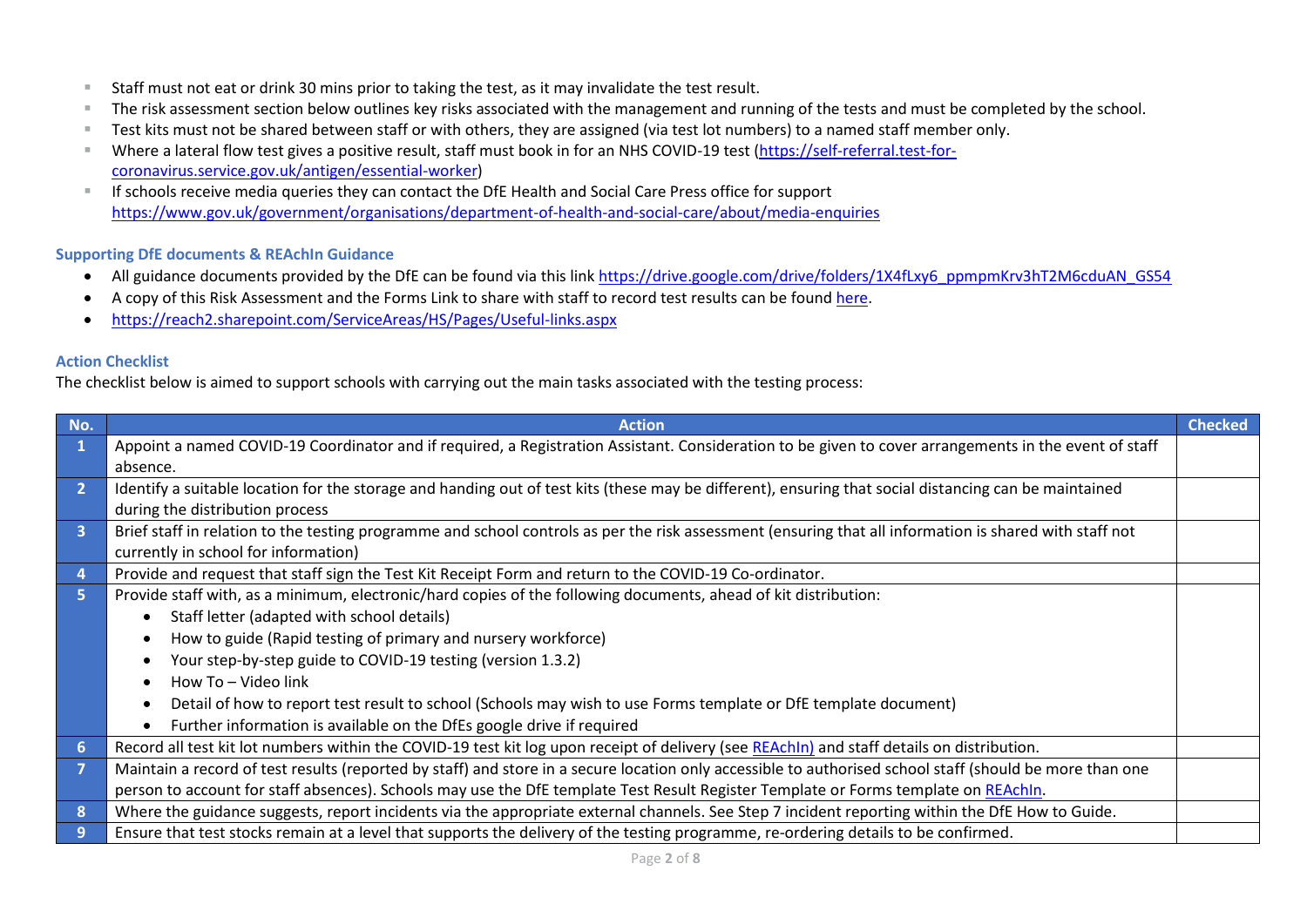- Staff must not eat or drink 30 mins prior to taking the test, as it may invalidate the test result.
- The risk assessment section below outlines key risks associated with the management and running of the tests and must be completed by the school.
- Test kits must not be shared between staff or with others, they are assigned (via test lot numbers) to a named staff member only.
- Where a lateral flow test gives a positive result, staff must book in for an NHS COVID-19 test (https://self-referral.test-for-coronavirus.service.gov.uk/antigen/essential-worker)
- If schools receive media queries they can contact the DfE Health and Social Care Press office for support https://www.gov.uk/government/organisations/department-of-health-and-social-care/about/media-enquiries

### Supporting DfE documents & REAchIn Guidance

- All guidance documents provided by the DfE can be found via this link https://drive.google.com/drive/folders/1X4fLxy6_ppmpmKrv3hT2M6cduAN_GS54
- A copy of this Risk Assessment and the Forms Link to share with staff to record test results can be found here.
- https://reach2.sharepoint.com/ServiceAreas/HS/Pages/Useful-links.aspx

### Action Checklist

The checklist below is aimed to support schools with carrying out the main tasks associated with the testing process:

| No. | Action | Checked |
|---|---|---|
| 1 | Appoint a named COVID-19 Coordinator and if required, a Registration Assistant. Consideration to be given to cover arrangements in the event of staff absence. | |
| 2 | Identify a suitable location for the storage and handing out of test kits (these may be different), ensuring that social distancing can be maintained during the distribution process | |
| 3 | Brief staff in relation to the testing programme and school controls as per the risk assessment (ensuring that all information is shared with staff not currently in school for information) | |
| 4 | Provide and request that staff sign the Test Kit Receipt Form and return to the COVID-19 Co-ordinator. | |
| 5 | Provide staff with, as a minimum, electronic/hard copies of the following documents, ahead of kit distribution:<br>• Staff letter (adapted with school details)<br>• How to guide (Rapid testing of primary and nursery workforce)<br>• Your step-by-step guide to COVID-19 testing (version 1.3.2)<br>• How To – Video link<br>• Detail of how to report test result to school (Schools may wish to use Forms template or DfE template document)<br>• Further information is available on the DfEs google drive if required | |
| 6 | Record all test kit lot numbers within the COVID-19 test kit log upon receipt of delivery (see REAchIn) and staff details on distribution. | |
| 7 | Maintain a record of test results (reported by staff) and store in a secure location only accessible to authorised school staff (should be more than one person to account for staff absences). Schools may use the DfE template Test Result Register Template or Forms template on REAchIn. | |
| 8 | Where the guidance suggests, report incidents via the appropriate external channels. See Step 7 incident reporting within the DfE How to Guide. | |
| 9 | Ensure that test stocks remain at a level that supports the delivery of the testing programme, re-ordering details to be confirmed. | |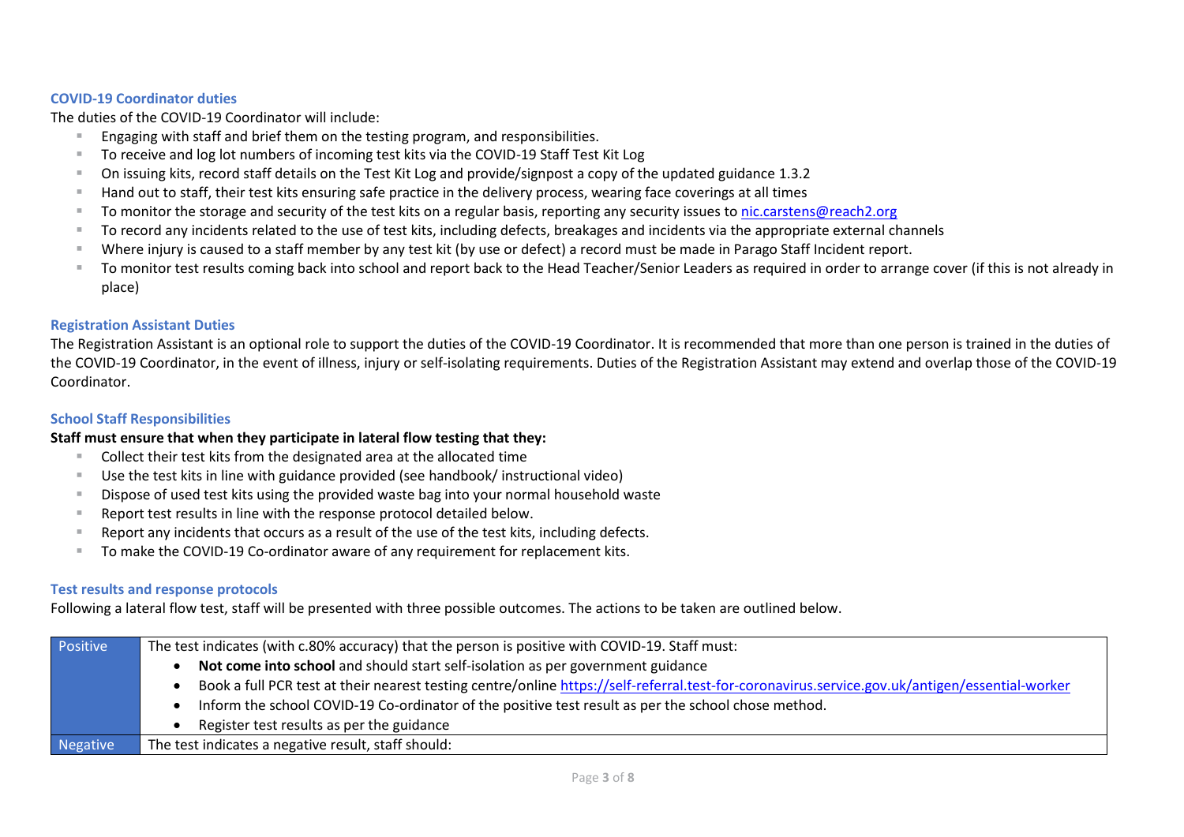### COVID-19 Coordinator duties

The duties of the COVID-19 Coordinator will include:

- Engaging with staff and brief them on the testing program, and responsibilities.
- To receive and log lot numbers of incoming test kits via the COVID-19 Staff Test Kit Log
- On issuing kits, record staff details on the Test Kit Log and provide/signpost a copy of the updated guidance 1.3.2
- Hand out to staff, their test kits ensuring safe practice in the delivery process, wearing face coverings at all times
- To monitor the storage and security of the test kits on a regular basis, reporting any security issues to [nic.carstens@reach2.org](mailto:nic.carstens@reach2.org)
- To record any incidents related to the use of test kits, including defects, breakages and incidents via the appropriate external channels
- Where injury is caused to a staff member by any test kit (by use or defect) a record must be made in Parago Staff Incident report.
- To monitor test results coming back into school and report back to the Head Teacher/Senior Leaders as required in order to arrange cover (if this is not already in place)

### Registration Assistant Duties

The Registration Assistant is an optional role to support the duties of the COVID-19 Coordinator. It is recommended that more than one person is trained in the duties of the COVID-19 Coordinator, in the event of illness, injury or self-isolating requirements. Duties of the Registration Assistant may extend and overlap those of the COVID-19 Coordinator.

### School Staff Responsibilities

**Staff must ensure that when they participate in lateral flow testing that they:**

- Collect their test kits from the designated area at the allocated time
- Use the test kits in line with guidance provided (see handbook/ instructional video)
- Dispose of used test kits using the provided waste bag into your normal household waste
- Report test results in line with the response protocol detailed below.
- Report any incidents that occurs as a result of the use of the test kits, including defects.
- To make the COVID-19 Co-ordinator aware of any requirement for replacement kits.

### Test results and response protocols

Following a lateral flow test, staff will be presented with three possible outcomes. The actions to be taken are outlined below.

| | |
|---|---|
| Positive | The test indicates (with c.80% accuracy) that the person is positive with COVID-19. Staff must:<br>• **Not come into school** and should start self-isolation as per government guidance<br>• Book a full PCR test at their nearest testing centre/online [https://self-referral.test-for-coronavirus.service.gov.uk/antigen/essential-worker](https://self-referral.test-for-coronavirus.service.gov.uk/antigen/essential-worker)<br>• Inform the school COVID-19 Co-ordinator of the positive test result as per the school chose method.<br>• Register test results as per the guidance |
| Negative | The test indicates a negative result, staff should: |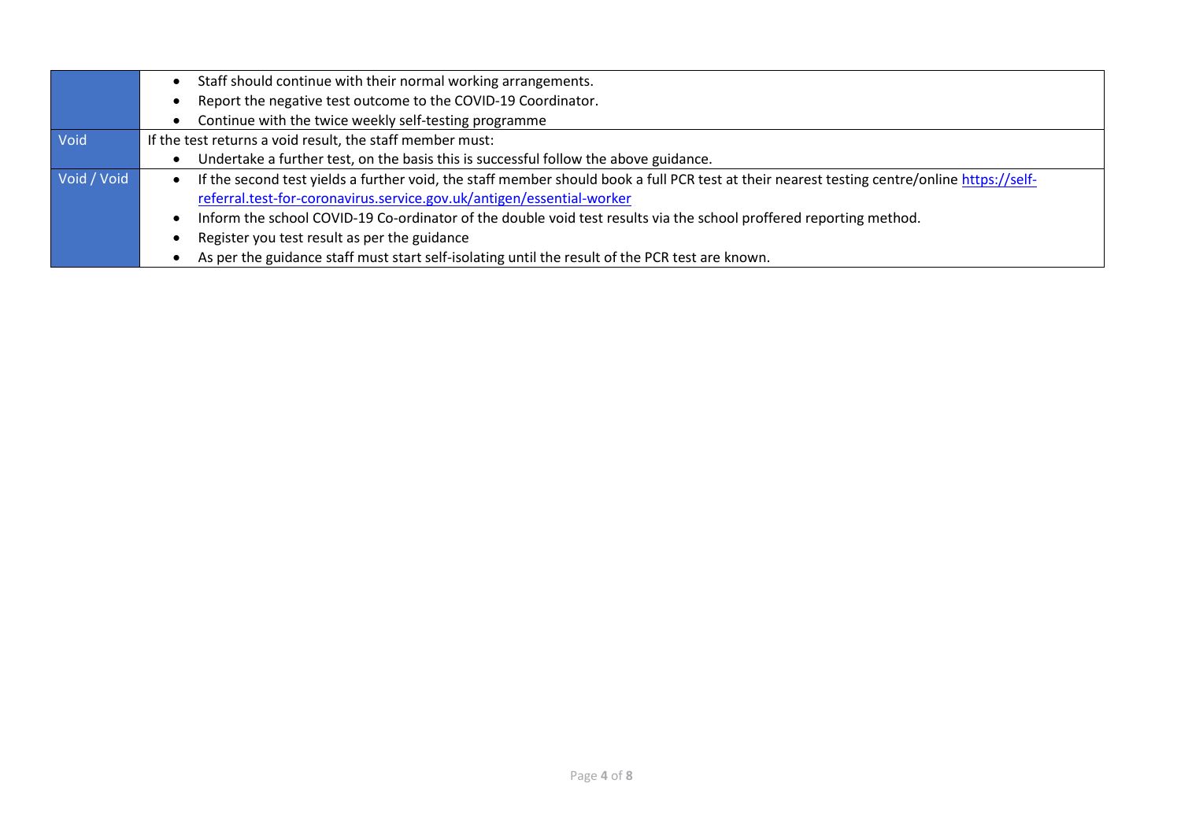| | |
|---|---|
| | • Staff should continue with their normal working arrangements.<br>• Report the negative test outcome to the COVID-19 Coordinator.<br>• Continue with the twice weekly self-testing programme |
| Void | If the test returns a void result, the staff member must:<br>• Undertake a further test, on the basis this is successful follow the above guidance. |
| Void / Void | • If the second test yields a further void, the staff member should book a full PCR test at their nearest testing centre/online [https://self-referral.test-for-coronavirus.service.gov.uk/antigen/essential-worker](https://self-referral.test-for-coronavirus.service.gov.uk/antigen/essential-worker)<br>• Inform the school COVID-19 Co-ordinator of the double void test results via the school proffered reporting method.<br>• Register you test result as per the guidance<br>• As per the guidance staff must start self-isolating until the result of the PCR test are known. |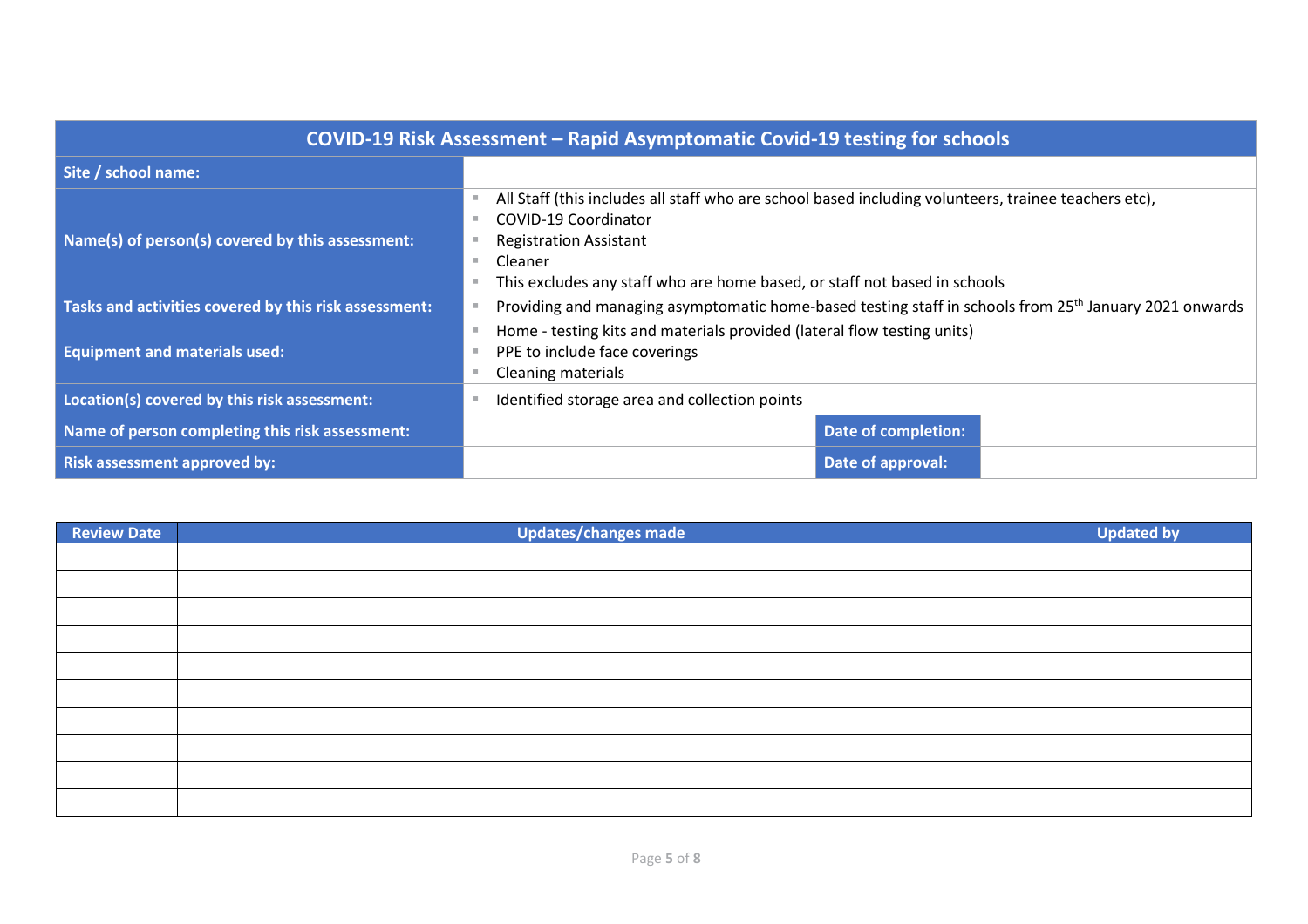| COVID-19 Risk Assessment – Rapid Asymptomatic Covid-19 testing for schools | | | |
|---|---|---|---|
| **Site / school name:** | | | |
| **Name(s) of person(s) covered by this assessment:** | - All Staff (this includes all staff who are school based including volunteers, trainee teachers etc),<br>- COVID-19 Coordinator<br>- Registration Assistant<br>- Cleaner<br>- This excludes any staff who are home based, or staff not based in schools | | |
| **Tasks and activities covered by this risk assessment:** | - Providing and managing asymptomatic home-based testing staff in schools from 25th January 2021 onwards | | |
| **Equipment and materials used:** | - Home - testing kits and materials provided (lateral flow testing units)<br>- PPE to include face coverings<br>- Cleaning materials | | |
| **Location(s) covered by this risk assessment:** | - Identified storage area and collection points | | |
| **Name of person completing this risk assessment:** | | **Date of completion:** | |
| **Risk assessment approved by:** | | **Date of approval:** | |

| Review Date | Updates/changes made | Updated by |
|---|---|---|
| | | |
| | | |
| | | |
| | | |
| | | |
| | | |
| | | |
| | | |
| | | |
| | | |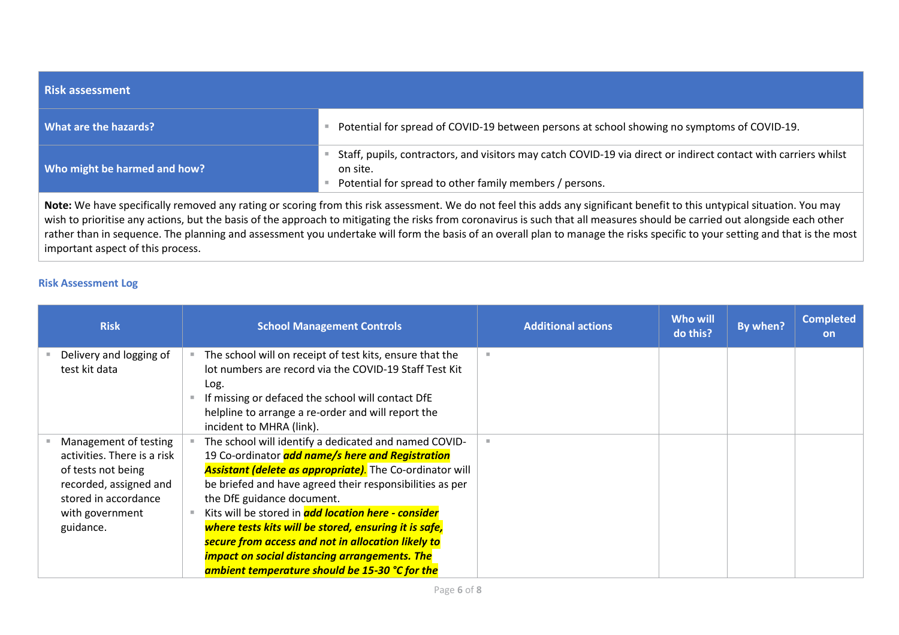| Risk assessment | |
|---|---|
| **What are the hazards?** | - Potential for spread of COVID-19 between persons at school showing no symptoms of COVID-19. |
| **Who might be harmed and how?** | - Staff, pupils, contractors, and visitors may catch COVID-19 via direct or indirect contact with carriers whilst on site.<br>- Potential for spread to other family members / persons. |

**Note:** We have specifically removed any rating or scoring from this risk assessment. We do not feel this adds any significant benefit to this untypical situation. You may wish to prioritise any actions, but the basis of the approach to mitigating the risks from coronavirus is such that all measures should be carried out alongside each other rather than in sequence. The planning and assessment you undertake will form the basis of an overall plan to manage the risks specific to your setting and that is the most important aspect of this process.

### Risk Assessment Log

| Risk | School Management Controls | Additional actions | Who will do this? | By when? | Completed on |
|---|---|---|---|---|---|
| - Delivery and logging of test kit data | - The school will on receipt of test kits, ensure that the lot numbers are record via the COVID-19 Staff Test Kit Log.<br>- If missing or defaced the school will contact DfE helpline to arrange a re-order and will report the incident to MHRA (link). | - | | | |
| - Management of testing activities. There is a risk of tests not being recorded, assigned and stored in accordance with government guidance. | - The school will identify a dedicated and named COVID-19 Co-ordinator ***add name/s here and Registration Assistant (delete as appropriate)***. The Co-ordinator will be briefed and have agreed their responsibilities as per the DfE guidance document.<br>- Kits will be stored in ***add location here - consider where tests kits will be stored, ensuring it is safe, secure from access and not in allocation likely to impact on social distancing arrangements. The ambient temperature should be 15-30 °C for the*** | - | | | |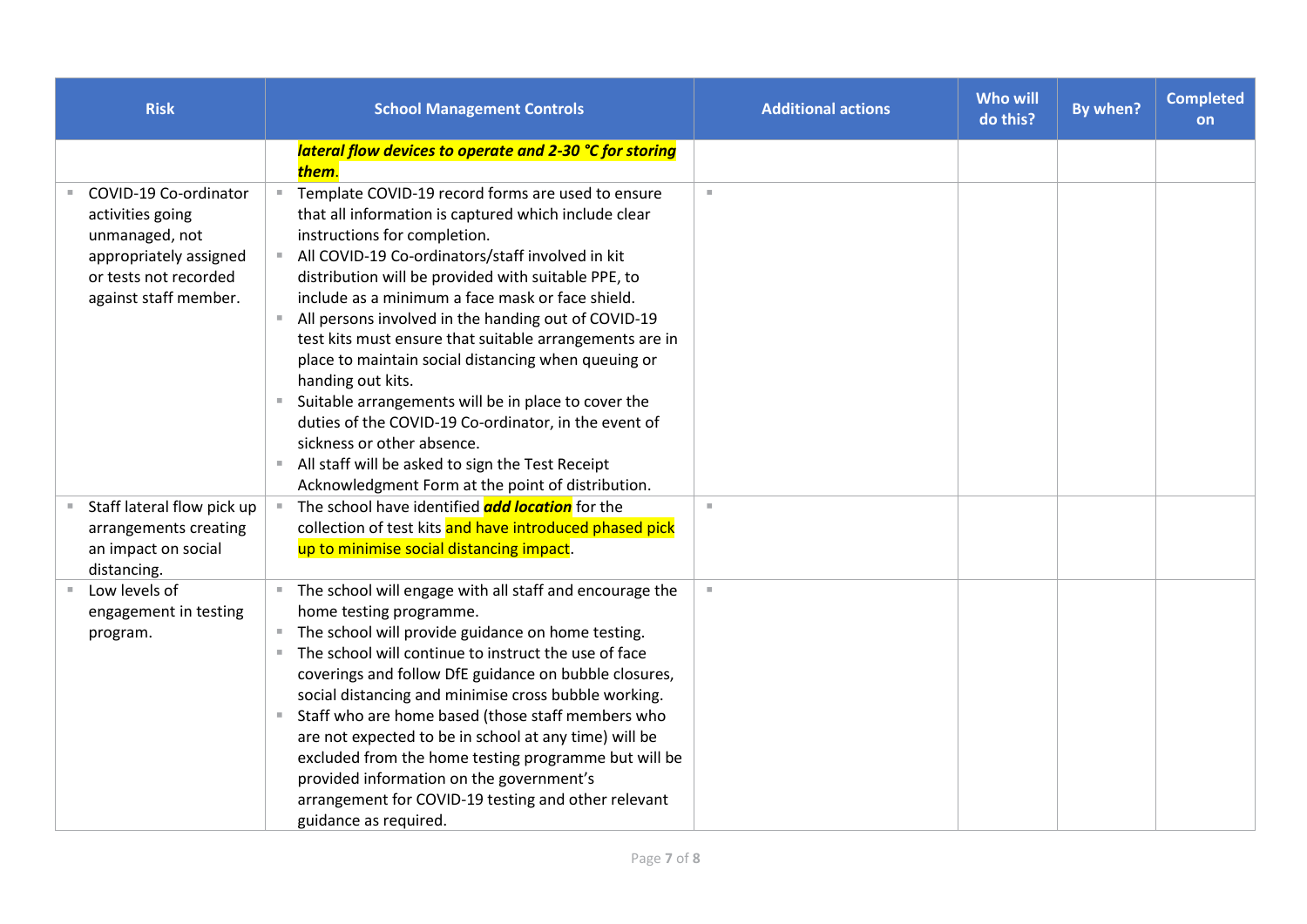| Risk | School Management Controls | Additional actions | Who will do this? | By when? | Completed on |
| --- | --- | --- | --- | --- | --- |
| | ***lateral flow devices to operate and 2-30 °C for storing them***. | | | | |
| ▪ COVID-19 Co-ordinator activities going unmanaged, not appropriately assigned or tests not recorded against staff member. | ▪ Template COVID-19 record forms are used to ensure that all information is captured which include clear instructions for completion.<br>▪ All COVID-19 Co-ordinators/staff involved in kit distribution will be provided with suitable PPE, to include as a minimum a face mask or face shield.<br>▪ All persons involved in the handing out of COVID-19 test kits must ensure that suitable arrangements are in place to maintain social distancing when queuing or handing out kits.<br>▪ Suitable arrangements will be in place to cover the duties of the COVID-19 Co-ordinator, in the event of sickness or other absence.<br>▪ All staff will be asked to sign the Test Receipt Acknowledgment Form at the point of distribution. | ▪ | | | |
| ▪ Staff lateral flow pick up arrangements creating an impact on social distancing. | ▪ The school have identified ***add location*** for the collection of test kits and have introduced phased pick up to minimise social distancing impact. | ▪ | | | |
| ▪ Low levels of engagement in testing program. | ▪ The school will engage with all staff and encourage the home testing programme.<br>▪ The school will provide guidance on home testing.<br>▪ The school will continue to instruct the use of face coverings and follow DfE guidance on bubble closures, social distancing and minimise cross bubble working.<br>▪ Staff who are home based (those staff members who are not expected to be in school at any time) will be excluded from the home testing programme but will be provided information on the government's arrangement for COVID-19 testing and other relevant guidance as required. | ▪ | | | |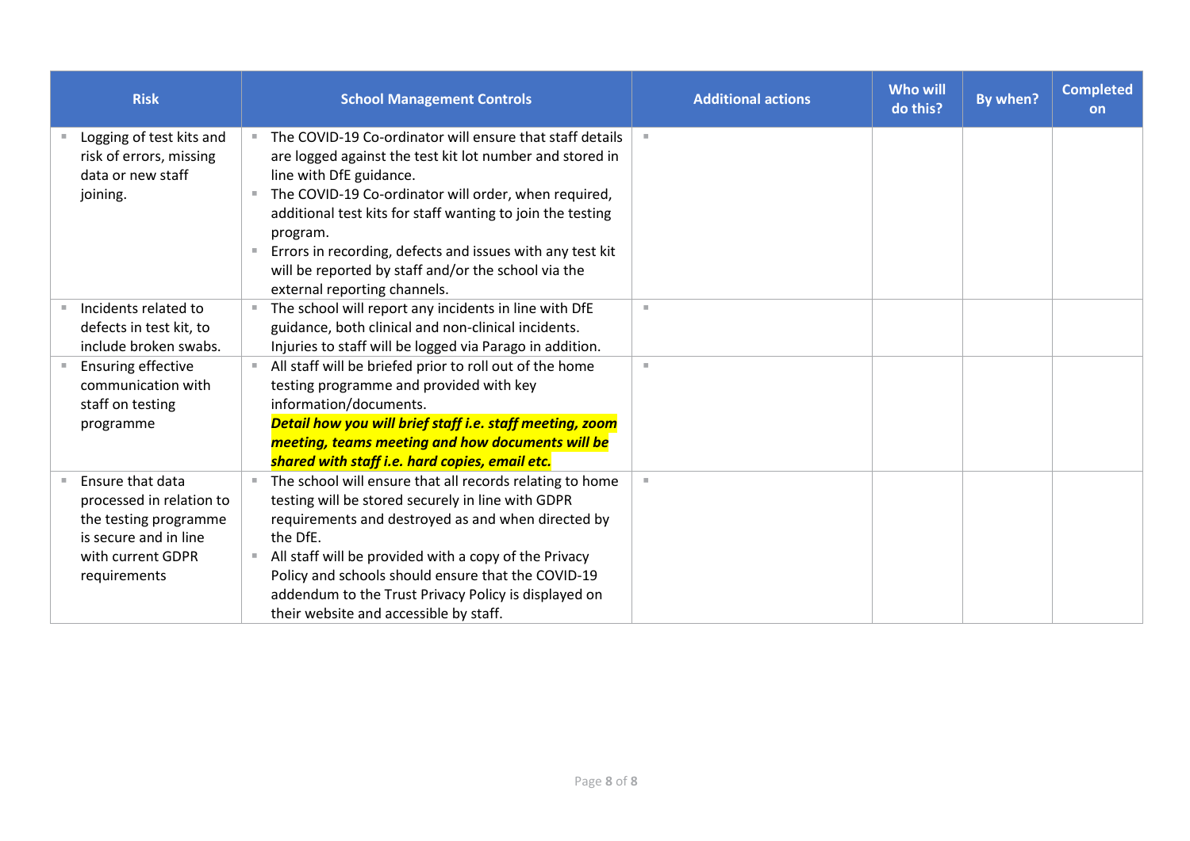| Risk | School Management Controls | Additional actions | Who will do this? | By when? | Completed on |
|---|---|---|---|---|---|
| - Logging of test kits and risk of errors, missing data or new staff joining. | - The COVID-19 Co-ordinator will ensure that staff details are logged against the test kit lot number and stored in line with DfE guidance.<br>- The COVID-19 Co-ordinator will order, when required, additional test kits for staff wanting to join the testing program.<br>- Errors in recording, defects and issues with any test kit will be reported by staff and/or the school via the external reporting channels. | - | | | |
| - Incidents related to defects in test kit, to include broken swabs. | - The school will report any incidents in line with DfE guidance, both clinical and non-clinical incidents. Injuries to staff will be logged via Parago in addition. | - | | | |
| - Ensuring effective communication with staff on testing programme | - All staff will be briefed prior to roll out of the home testing programme and provided with key information/documents.<br>***Detail how you will brief staff i.e. staff meeting, zoom meeting, teams meeting and how documents will be shared with staff i.e. hard copies, email etc.*** | - | | | |
| - Ensure that data processed in relation to the testing programme is secure and in line with current GDPR requirements | - The school will ensure that all records relating to home testing will be stored securely in line with GDPR requirements and destroyed as and when directed by the DfE.<br>- All staff will be provided with a copy of the Privacy Policy and schools should ensure that the COVID-19 addendum to the Trust Privacy Policy is displayed on their website and accessible by staff. | - | | | |